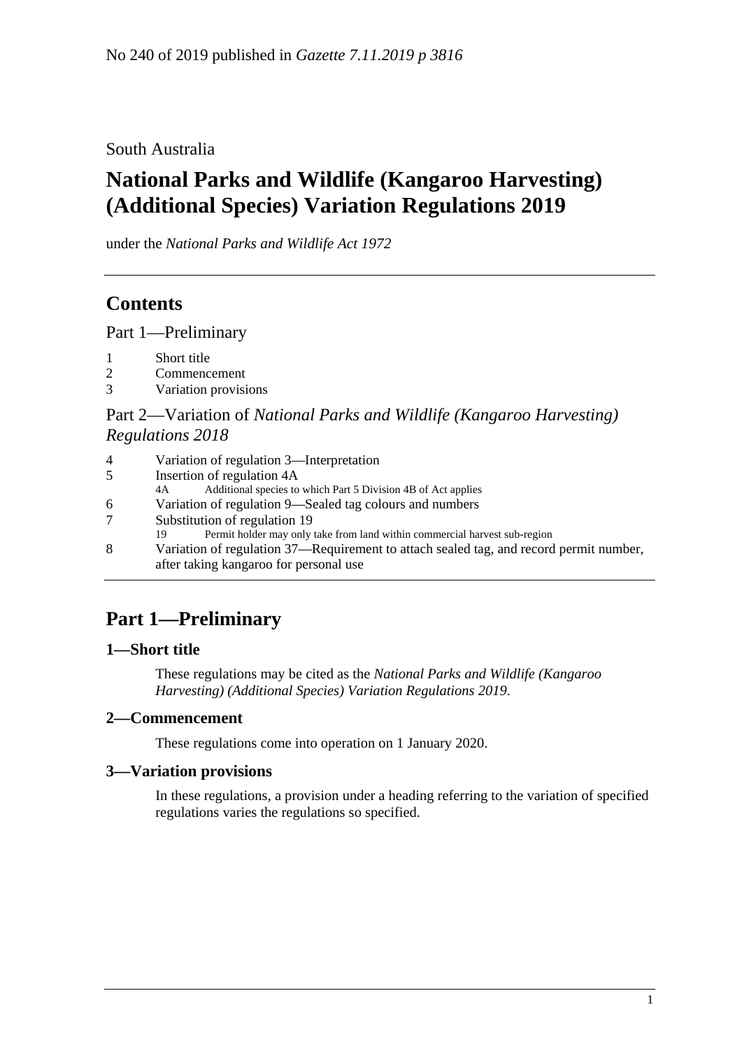No 240 of 2019 published in *Gazette 7.11.2019 p 3816*

South Australia

# National Parks and Wildlife (Kangaroo Harvesting) (Additional Species) Variation Regulations 2019

under the *National Parks and Wildlife Act 1972*

## Contents

Part 1—Preliminary

1 Short title
2 Commencement
3 Variation provisions

Part 2—Variation of *National Parks and Wildlife (Kangaroo Harvesting) Regulations 2018*

4 Variation of regulation 3—Interpretation
5 Insertion of regulation 4A
  4A Additional species to which Part 5 Division 4B of Act applies
6 Variation of regulation 9—Sealed tag colours and numbers
7 Substitution of regulation 19
  19 Permit holder may only take from land within commercial harvest sub-region
8 Variation of regulation 37—Requirement to attach sealed tag, and record permit number, after taking kangaroo for personal use

## Part 1—Preliminary

### 1—Short title

These regulations may be cited as the *National Parks and Wildlife (Kangaroo Harvesting) (Additional Species) Variation Regulations 2019*.

### 2—Commencement

These regulations come into operation on 1 January 2020.

### 3—Variation provisions

In these regulations, a provision under a heading referring to the variation of specified regulations varies the regulations so specified.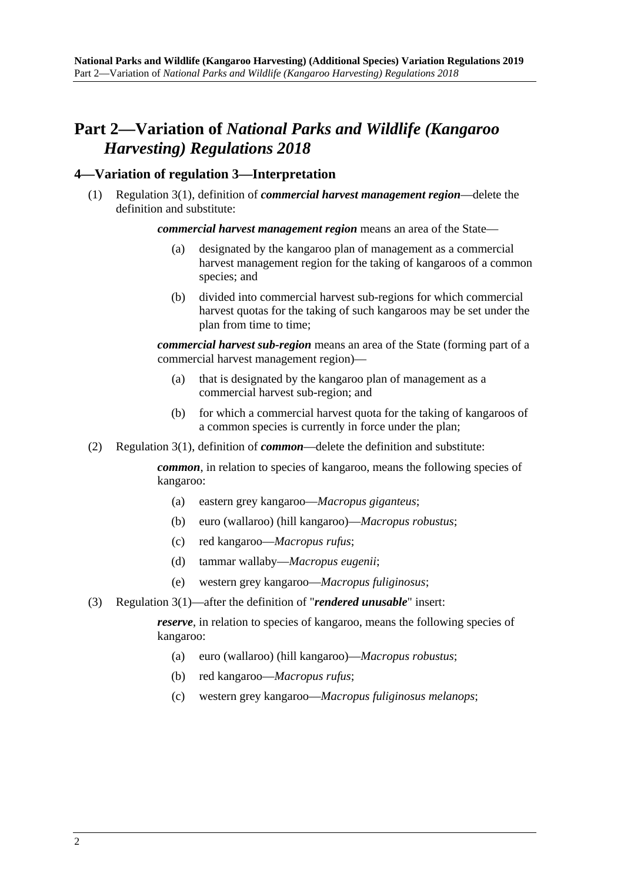# Part 2—Variation of *National Parks and Wildlife (Kangaroo Harvesting) Regulations 2018*

## 4—Variation of regulation 3—Interpretation

(1) Regulation 3(1), definition of ***commercial harvest management region***—delete the definition and substitute:

> ***commercial harvest management region*** means an area of the State—
>
> (a) designated by the kangaroo plan of management as a commercial harvest management region for the taking of kangaroos of a common species; and
>
> (b) divided into commercial harvest sub-regions for which commercial harvest quotas for the taking of such kangaroos may be set under the plan from time to time;
>
> ***commercial harvest sub-region*** means an area of the State (forming part of a commercial harvest management region)—
>
> (a) that is designated by the kangaroo plan of management as a commercial harvest sub-region; and
>
> (b) for which a commercial harvest quota for the taking of kangaroos of a common species is currently in force under the plan;

(2) Regulation 3(1), definition of ***common***—delete the definition and substitute:

> ***common***, in relation to species of kangaroo, means the following species of kangaroo:
>
> (a) eastern grey kangaroo—*Macropus giganteus*;
>
> (b) euro (wallaroo) (hill kangaroo)—*Macropus robustus*;
>
> (c) red kangaroo—*Macropus rufus*;
>
> (d) tammar wallaby—*Macropus eugenii*;
>
> (e) western grey kangaroo—*Macropus fuliginosus*;

(3) Regulation 3(1)—after the definition of "***rendered unusable***" insert:

> ***reserve***, in relation to species of kangaroo, means the following species of kangaroo:
>
> (a) euro (wallaroo) (hill kangaroo)—*Macropus robustus*;
>
> (b) red kangaroo—*Macropus rufus*;
>
> (c) western grey kangaroo—*Macropus fuliginosus melanops*;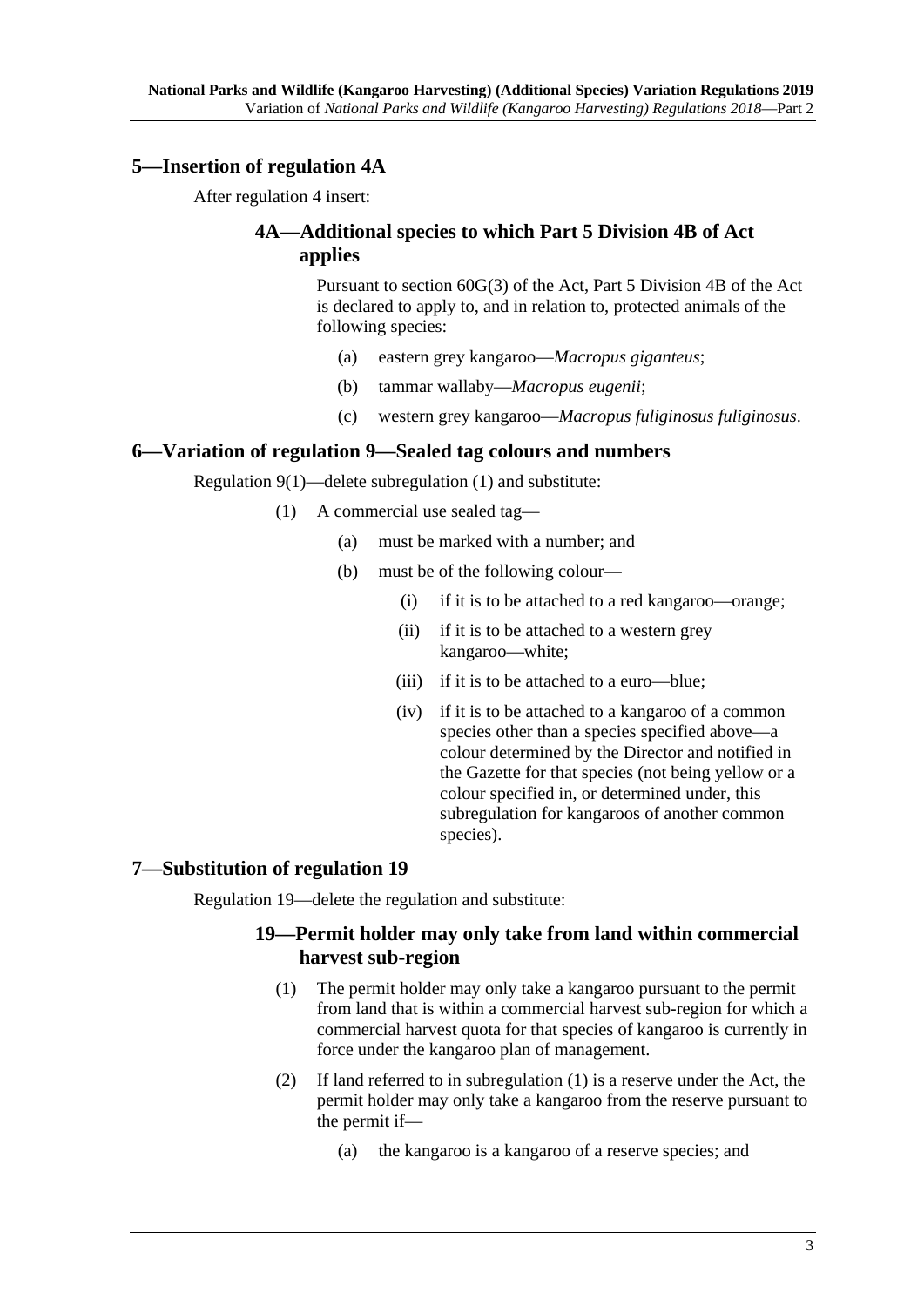## 5—Insertion of regulation 4A

After regulation 4 insert:

### 4A—Additional species to which Part 5 Division 4B of Act applies

Pursuant to section 60G(3) of the Act, Part 5 Division 4B of the Act is declared to apply to, and in relation to, protected animals of the following species:

- (a) eastern grey kangaroo—*Macropus giganteus*;
- (b) tammar wallaby—*Macropus eugenii*;
- (c) western grey kangaroo—*Macropus fuliginosus fuliginosus*.

## 6—Variation of regulation 9—Sealed tag colours and numbers

Regulation 9(1)—delete subregulation (1) and substitute:

(1) A commercial use sealed tag—

- (a) must be marked with a number; and
- (b) must be of the following colour—
  - (i) if it is to be attached to a red kangaroo—orange;
  - (ii) if it is to be attached to a western grey kangaroo—white;
  - (iii) if it is to be attached to a euro—blue;
  - (iv) if it is to be attached to a kangaroo of a common species other than a species specified above—a colour determined by the Director and notified in the Gazette for that species (not being yellow or a colour specified in, or determined under, this subregulation for kangaroos of another common species).

## 7—Substitution of regulation 19

Regulation 19—delete the regulation and substitute:

### 19—Permit holder may only take from land within commercial harvest sub-region

(1) The permit holder may only take a kangaroo pursuant to the permit from land that is within a commercial harvest sub-region for which a commercial harvest quota for that species of kangaroo is currently in force under the kangaroo plan of management.

(2) If land referred to in subregulation (1) is a reserve under the Act, the permit holder may only take a kangaroo from the reserve pursuant to the permit if—

- (a) the kangaroo is a kangaroo of a reserve species; and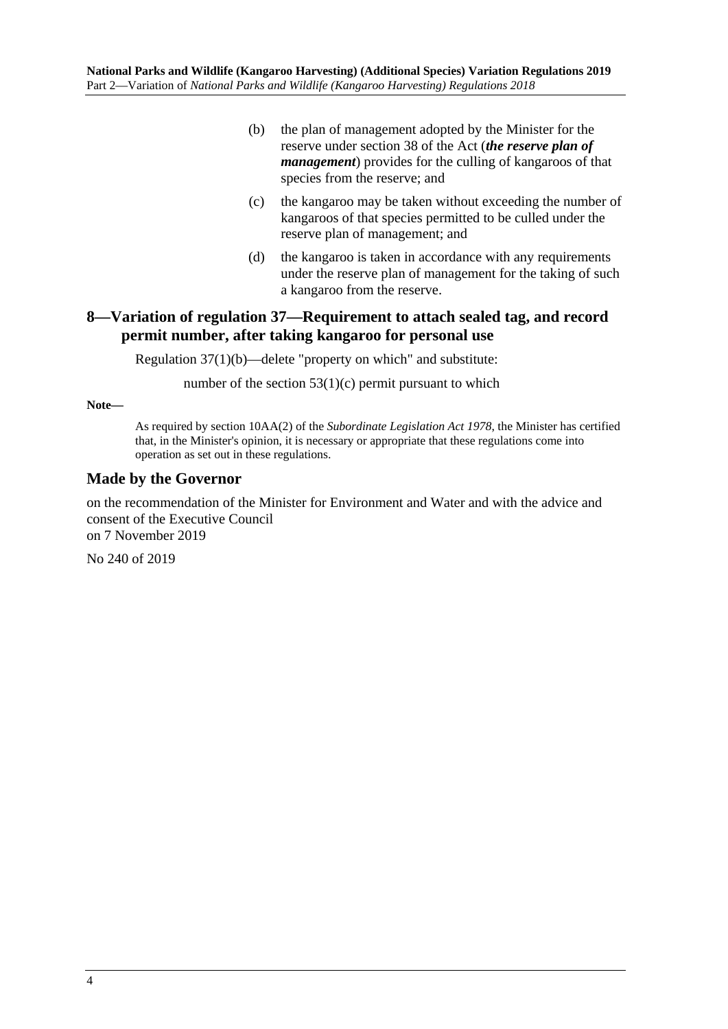(b) the plan of management adopted by the Minister for the reserve under section 38 of the Act (***the reserve plan of management***) provides for the culling of kangaroos of that species from the reserve; and

(c) the kangaroo may be taken without exceeding the number of kangaroos of that species permitted to be culled under the reserve plan of management; and

(d) the kangaroo is taken in accordance with any requirements under the reserve plan of management for the taking of such a kangaroo from the reserve.

## 8—Variation of regulation 37—Requirement to attach sealed tag, and record permit number, after taking kangaroo for personal use

Regulation 37(1)(b)—delete "property on which" and substitute:

number of the section 53(1)(c) permit pursuant to which

**Note—**

As required by section 10AA(2) of the *Subordinate Legislation Act 1978*, the Minister has certified that, in the Minister's opinion, it is necessary or appropriate that these regulations come into operation as set out in these regulations.

## Made by the Governor

on the recommendation of the Minister for Environment and Water and with the advice and consent of the Executive Council
on 7 November 2019

No 240 of 2019